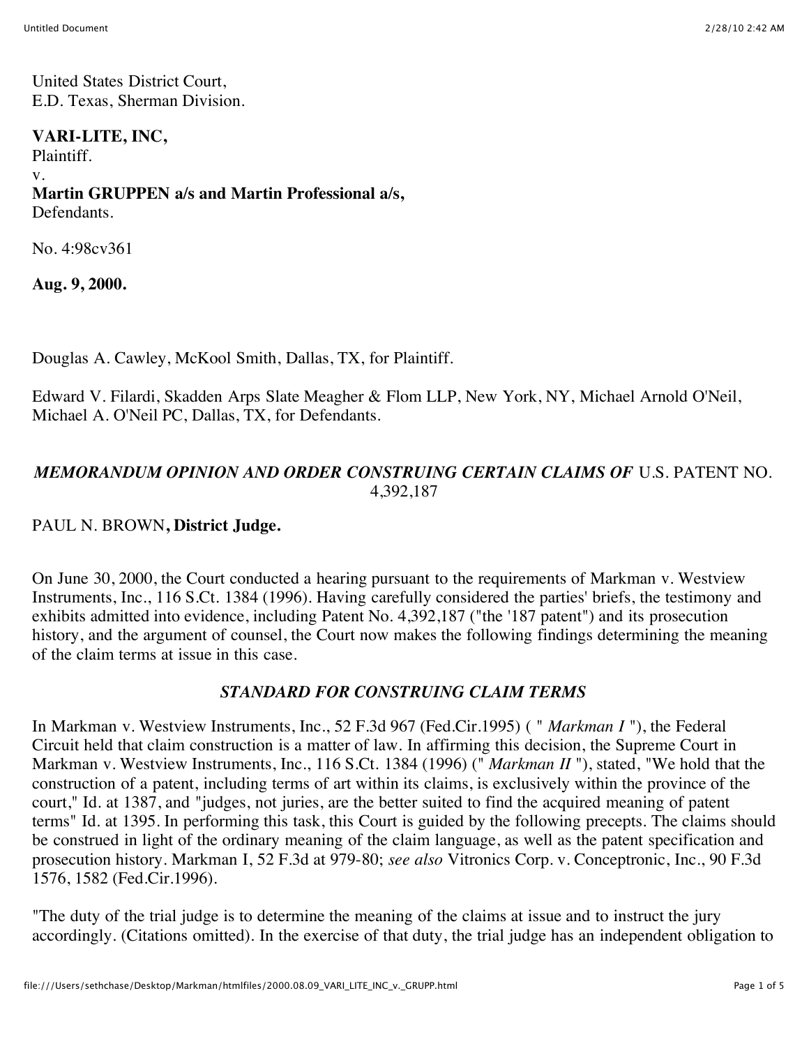United States District Court,
E.D. Texas, Sherman Division.

**VARI-LITE, INC,**
Plaintiff.
v.
**Martin GRUPPEN a/s and Martin Professional a/s,**
Defendants.

No. 4:98cv361

**Aug. 9, 2000.**

Douglas A. Cawley, McKool Smith, Dallas, TX, for Plaintiff.

Edward V. Filardi, Skadden Arps Slate Meagher & Flom LLP, New York, NY, Michael Arnold O'Neil, Michael A. O'Neil PC, Dallas, TX, for Defendants.

*MEMORANDUM OPINION AND ORDER CONSTRUING CERTAIN CLAIMS OF* U.S. PATENT NO. 4,392,187

PAUL N. BROWN**, District Judge.**

On June 30, 2000, the Court conducted a hearing pursuant to the requirements of Markman v. Westview Instruments, Inc., 116 S.Ct. 1384 (1996). Having carefully considered the parties' briefs, the testimony and exhibits admitted into evidence, including Patent No. 4,392,187 ("the '187 patent") and its prosecution history, and the argument of counsel, the Court now makes the following findings determining the meaning of the claim terms at issue in this case.

***STANDARD FOR CONSTRUING CLAIM TERMS***

In Markman v. Westview Instruments, Inc., 52 F.3d 967 (Fed.Cir.1995) ( " *Markman I* "), the Federal Circuit held that claim construction is a matter of law. In affirming this decision, the Supreme Court in Markman v. Westview Instruments, Inc., 116 S.Ct. 1384 (1996) (" *Markman II* "), stated, "We hold that the construction of a patent, including terms of art within its claims, is exclusively within the province of the court," Id. at 1387, and "judges, not juries, are the better suited to find the acquired meaning of patent terms" Id. at 1395. In performing this task, this Court is guided by the following precepts. The claims should be construed in light of the ordinary meaning of the claim language, as well as the patent specification and prosecution history. Markman I, 52 F.3d at 979-80; *see also* Vitronics Corp. v. Conceptronic, Inc., 90 F.3d 1576, 1582 (Fed.Cir.1996).

"The duty of the trial judge is to determine the meaning of the claims at issue and to instruct the jury accordingly. (Citations omitted). In the exercise of that duty, the trial judge has an independent obligation to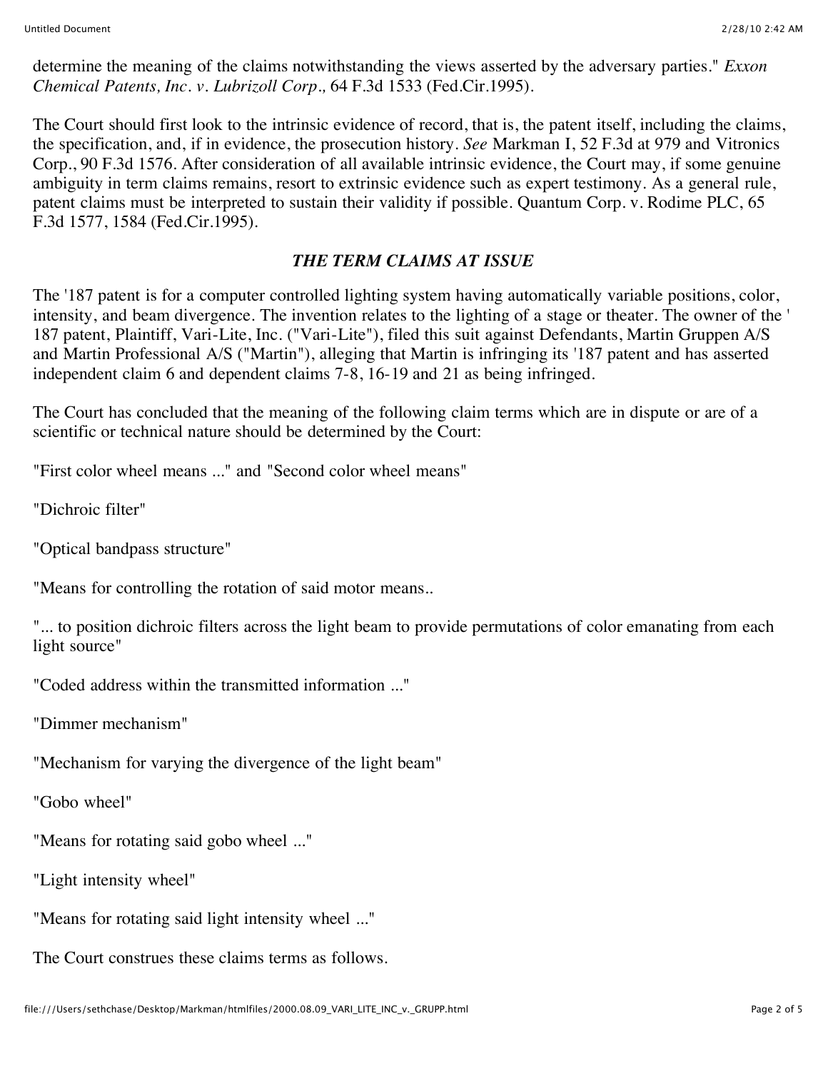determine the meaning of the claims notwithstanding the views asserted by the adversary parties." *Exxon Chemical Patents, Inc. v. Lubrizoll Corp.,* 64 F.3d 1533 (Fed.Cir.1995).

The Court should first look to the intrinsic evidence of record, that is, the patent itself, including the claims, the specification, and, if in evidence, the prosecution history. *See* Markman I, 52 F.3d at 979 and Vitronics Corp., 90 F.3d 1576. After consideration of all available intrinsic evidence, the Court may, if some genuine ambiguity in term claims remains, resort to extrinsic evidence such as expert testimony. As a general rule, patent claims must be interpreted to sustain their validity if possible. Quantum Corp. v. Rodime PLC, 65 F.3d 1577, 1584 (Fed.Cir.1995).

### *THE TERM CLAIMS AT ISSUE*

The '187 patent is for a computer controlled lighting system having automatically variable positions, color, intensity, and beam divergence. The invention relates to the lighting of a stage or theater. The owner of the '187 patent, Plaintiff, Vari-Lite, Inc. ("Vari-Lite"), filed this suit against Defendants, Martin Gruppen A/S and Martin Professional A/S ("Martin"), alleging that Martin is infringing its '187 patent and has asserted independent claim 6 and dependent claims 7-8, 16-19 and 21 as being infringed.

The Court has concluded that the meaning of the following claim terms which are in dispute or are of a scientific or technical nature should be determined by the Court:

"First color wheel means ..." and "Second color wheel means"

"Dichroic filter"

"Optical bandpass structure"

"Means for controlling the rotation of said motor means..

"... to position dichroic filters across the light beam to provide permutations of color emanating from each light source"

"Coded address within the transmitted information ..."

"Dimmer mechanism"

"Mechanism for varying the divergence of the light beam"

"Gobo wheel"

"Means for rotating said gobo wheel ..."

"Light intensity wheel"

"Means for rotating said light intensity wheel ..."

The Court construes these claims terms as follows.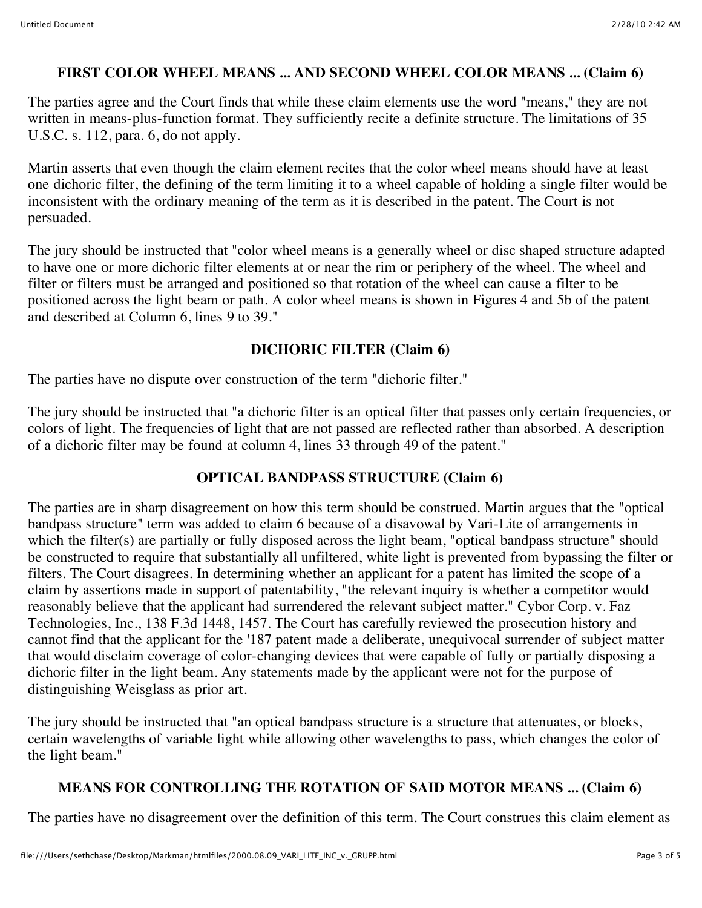### FIRST COLOR WHEEL MEANS ... AND SECOND WHEEL COLOR MEANS ... (Claim 6)

The parties agree and the Court finds that while these claim elements use the word "means," they are not written in means-plus-function format. They sufficiently recite a definite structure. The limitations of 35 U.S.C. s. 112, para. 6, do not apply.

Martin asserts that even though the claim element recites that the color wheel means should have at least one dichoric filter, the defining of the term limiting it to a wheel capable of holding a single filter would be inconsistent with the ordinary meaning of the term as it is described in the patent. The Court is not persuaded.

The jury should be instructed that "color wheel means is a generally wheel or disc shaped structure adapted to have one or more dichoric filter elements at or near the rim or periphery of the wheel. The wheel and filter or filters must be arranged and positioned so that rotation of the wheel can cause a filter to be positioned across the light beam or path. A color wheel means is shown in Figures 4 and 5b of the patent and described at Column 6, lines 9 to 39."

### DICHORIC FILTER (Claim 6)

The parties have no dispute over construction of the term "dichoric filter."

The jury should be instructed that "a dichoric filter is an optical filter that passes only certain frequencies, or colors of light. The frequencies of light that are not passed are reflected rather than absorbed. A description of a dichoric filter may be found at column 4, lines 33 through 49 of the patent."

### OPTICAL BANDPASS STRUCTURE (Claim 6)

The parties are in sharp disagreement on how this term should be construed. Martin argues that the "optical bandpass structure" term was added to claim 6 because of a disavowal by Vari-Lite of arrangements in which the filter(s) are partially or fully disposed across the light beam, "optical bandpass structure" should be constructed to require that substantially all unfiltered, white light is prevented from bypassing the filter or filters. The Court disagrees. In determining whether an applicant for a patent has limited the scope of a claim by assertions made in support of patentability, "the relevant inquiry is whether a competitor would reasonably believe that the applicant had surrendered the relevant subject matter." Cybor Corp. v. Faz Technologies, Inc., 138 F.3d 1448, 1457. The Court has carefully reviewed the prosecution history and cannot find that the applicant for the '187 patent made a deliberate, unequivocal surrender of subject matter that would disclaim coverage of color-changing devices that were capable of fully or partially disposing a dichoric filter in the light beam. Any statements made by the applicant were not for the purpose of distinguishing Weisglass as prior art.

The jury should be instructed that "an optical bandpass structure is a structure that attenuates, or blocks, certain wavelengths of variable light while allowing other wavelengths to pass, which changes the color of the light beam."

### MEANS FOR CONTROLLING THE ROTATION OF SAID MOTOR MEANS ... (Claim 6)

The parties have no disagreement over the definition of this term. The Court construes this claim element as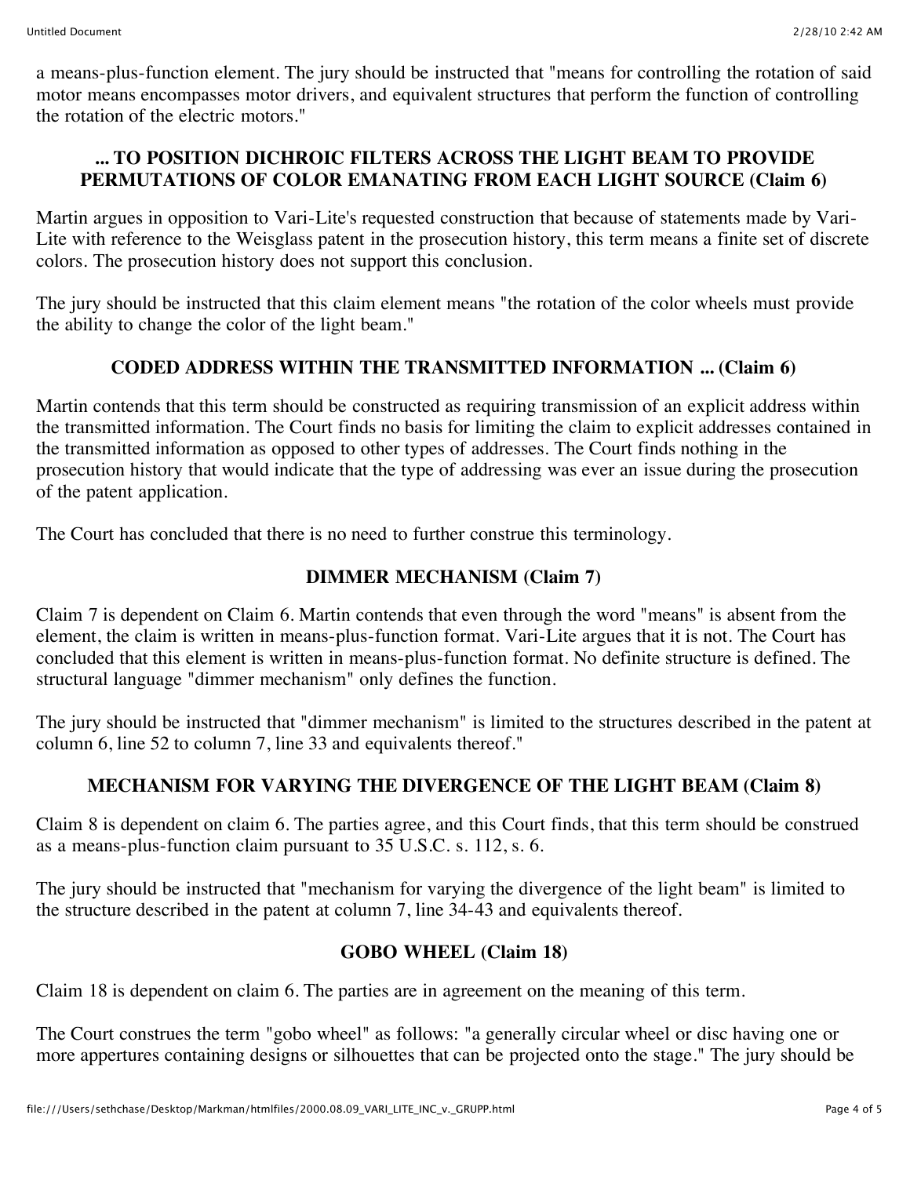a means-plus-function element. The jury should be instructed that "means for controlling the rotation of said motor means encompasses motor drivers, and equivalent structures that perform the function of controlling the rotation of the electric motors."

### ... TO POSITION DICHROIC FILTERS ACROSS THE LIGHT BEAM TO PROVIDE PERMUTATIONS OF COLOR EMANATING FROM EACH LIGHT SOURCE (Claim 6)

Martin argues in opposition to Vari-Lite's requested construction that because of statements made by Vari-Lite with reference to the Weisglass patent in the prosecution history, this term means a finite set of discrete colors. The prosecution history does not support this conclusion.

The jury should be instructed that this claim element means "the rotation of the color wheels must provide the ability to change the color of the light beam."

### CODED ADDRESS WITHIN THE TRANSMITTED INFORMATION ... (Claim 6)

Martin contends that this term should be constructed as requiring transmission of an explicit address within the transmitted information. The Court finds no basis for limiting the claim to explicit addresses contained in the transmitted information as opposed to other types of addresses. The Court finds nothing in the prosecution history that would indicate that the type of addressing was ever an issue during the prosecution of the patent application.

The Court has concluded that there is no need to further construe this terminology.

### DIMMER MECHANISM (Claim 7)

Claim 7 is dependent on Claim 6. Martin contends that even through the word "means" is absent from the element, the claim is written in means-plus-function format. Vari-Lite argues that it is not. The Court has concluded that this element is written in means-plus-function format. No definite structure is defined. The structural language "dimmer mechanism" only defines the function.

The jury should be instructed that "dimmer mechanism" is limited to the structures described in the patent at column 6, line 52 to column 7, line 33 and equivalents thereof."

### MECHANISM FOR VARYING THE DIVERGENCE OF THE LIGHT BEAM (Claim 8)

Claim 8 is dependent on claim 6. The parties agree, and this Court finds, that this term should be construed as a means-plus-function claim pursuant to 35 U.S.C. s. 112, s. 6.

The jury should be instructed that "mechanism for varying the divergence of the light beam" is limited to the structure described in the patent at column 7, line 34-43 and equivalents thereof.

### GOBO WHEEL (Claim 18)

Claim 18 is dependent on claim 6. The parties are in agreement on the meaning of this term.

The Court construes the term "gobo wheel" as follows: "a generally circular wheel or disc having one or more appertures containing designs or silhouettes that can be projected onto the stage." The jury should be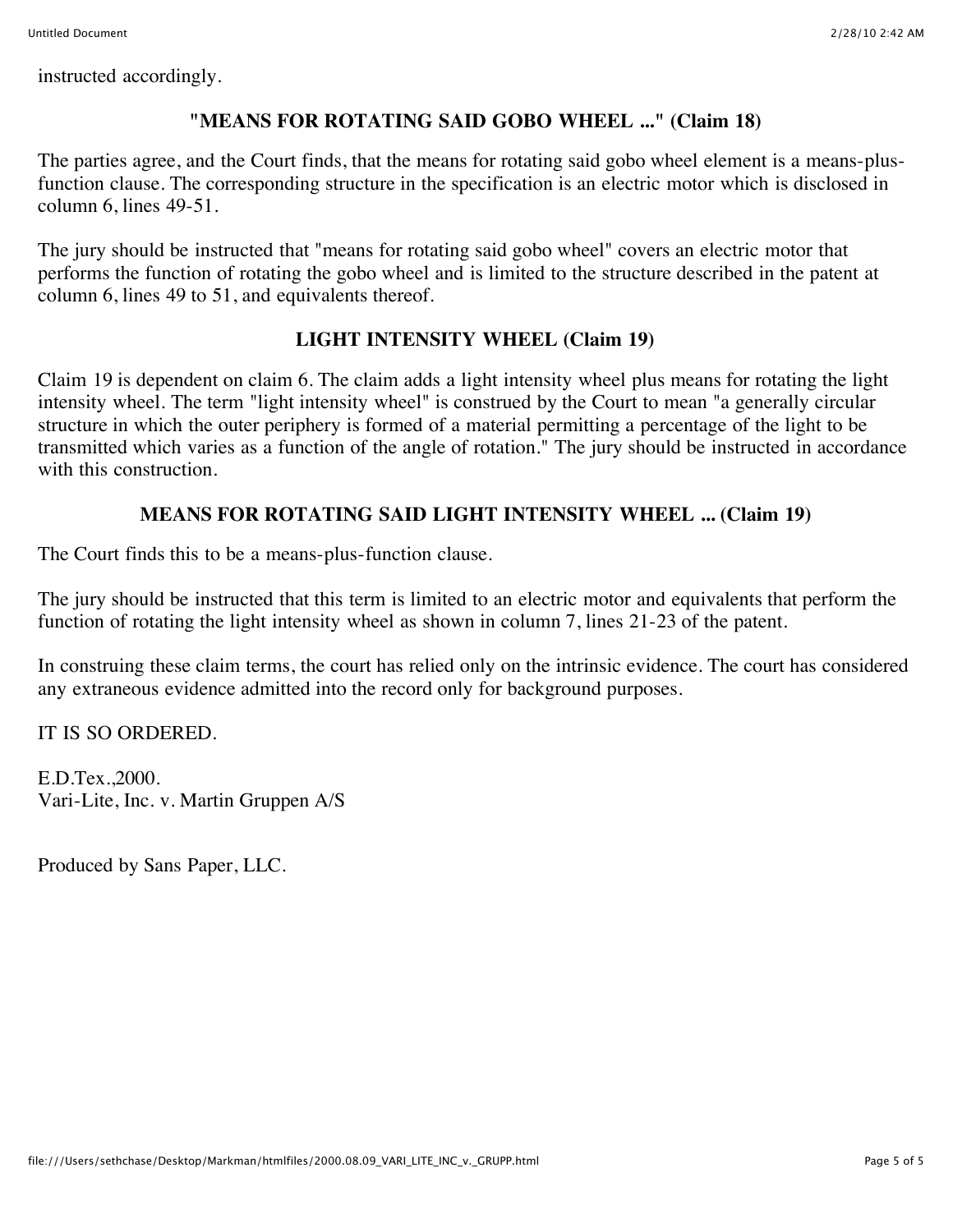instructed accordingly.

### "MEANS FOR ROTATING SAID GOBO WHEEL ..." (Claim 18)

The parties agree, and the Court finds, that the means for rotating said gobo wheel element is a means-plus-function clause. The corresponding structure in the specification is an electric motor which is disclosed in column 6, lines 49-51.

The jury should be instructed that "means for rotating said gobo wheel" covers an electric motor that performs the function of rotating the gobo wheel and is limited to the structure described in the patent at column 6, lines 49 to 51, and equivalents thereof.

### LIGHT INTENSITY WHEEL (Claim 19)

Claim 19 is dependent on claim 6. The claim adds a light intensity wheel plus means for rotating the light intensity wheel. The term "light intensity wheel" is construed by the Court to mean "a generally circular structure in which the outer periphery is formed of a material permitting a percentage of the light to be transmitted which varies as a function of the angle of rotation." The jury should be instructed in accordance with this construction.

### MEANS FOR ROTATING SAID LIGHT INTENSITY WHEEL ... (Claim 19)

The Court finds this to be a means-plus-function clause.

The jury should be instructed that this term is limited to an electric motor and equivalents that perform the function of rotating the light intensity wheel as shown in column 7, lines 21-23 of the patent.

In construing these claim terms, the court has relied only on the intrinsic evidence. The court has considered any extraneous evidence admitted into the record only for background purposes.

IT IS SO ORDERED.

E.D.Tex.,2000.
Vari-Lite, Inc. v. Martin Gruppen A/S

Produced by Sans Paper, LLC.